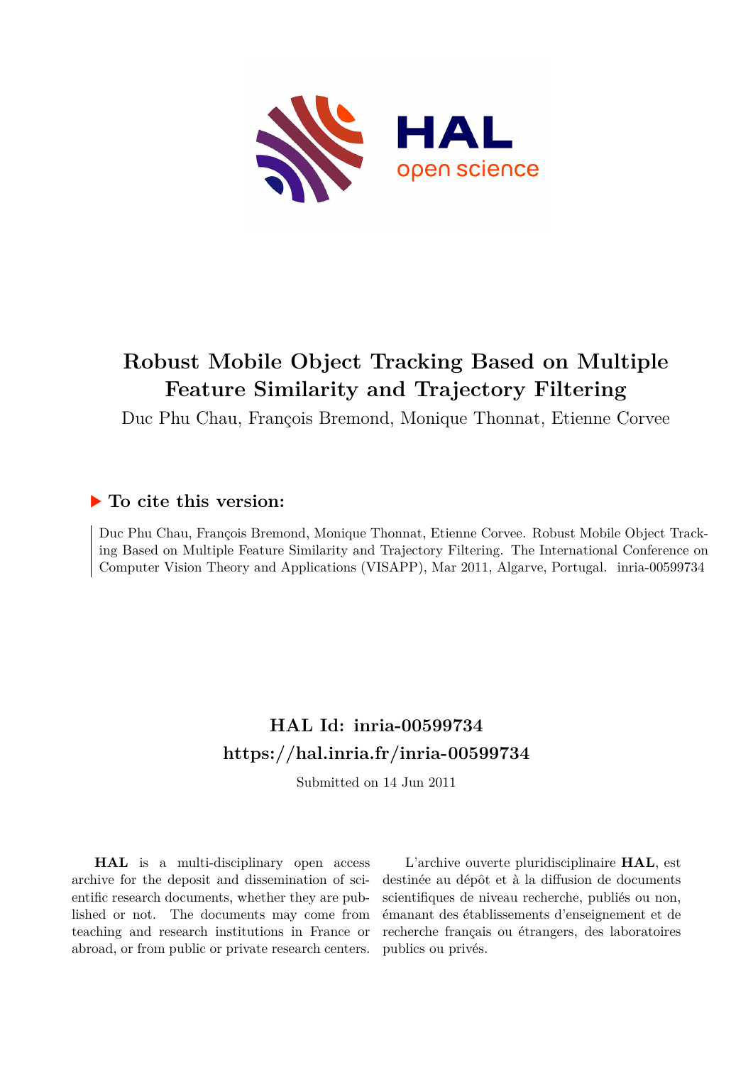# Robust Mobile Object Tracking Based on Multiple Feature Similarity and Trajectory Filtering

Duc Phu Chau, François Bremond, Monique Thonnat, Etienne Corvee

## ▶ To cite this version:

Duc Phu Chau, François Bremond, Monique Thonnat, Etienne Corvee. Robust Mobile Object Tracking Based on Multiple Feature Similarity and Trajectory Filtering. The International Conference on Computer Vision Theory and Applications (VISAPP), Mar 2011, Algarve, Portugal. inria-00599734

## HAL Id: inria-00599734

## https://hal.inria.fr/inria-00599734

Submitted on 14 Jun 2011

**HAL** is a multi-disciplinary open access archive for the deposit and dissemination of scientific research documents, whether they are published or not. The documents may come from teaching and research institutions in France or abroad, or from public or private research centers.

L'archive ouverte pluridisciplinaire **HAL**, est destinée au dépôt et à la diffusion de documents scientifiques de niveau recherche, publiés ou non, émanant des établissements d'enseignement et de recherche français ou étrangers, des laboratoires publics ou privés.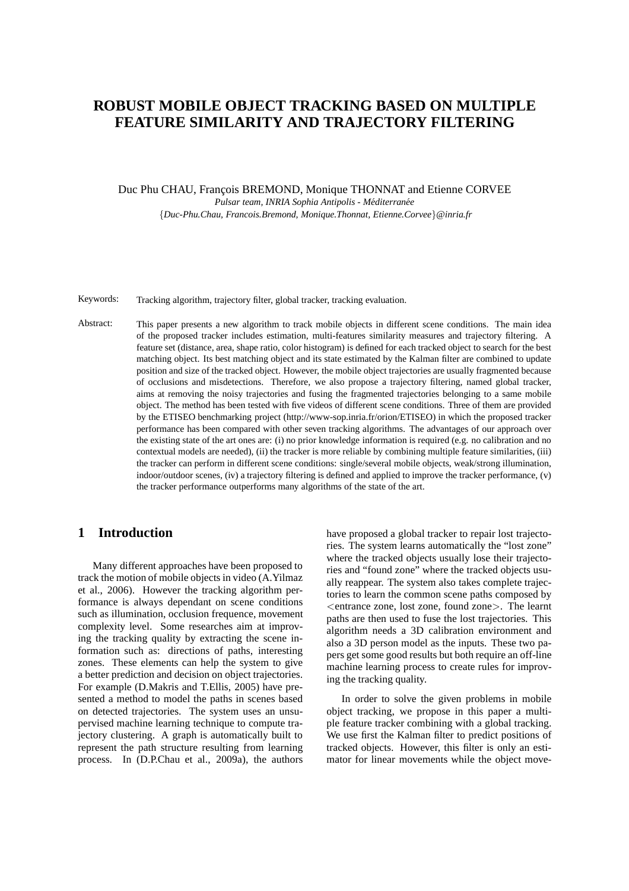# ROBUST MOBILE OBJECT TRACKING BASED ON MULTIPLE FEATURE SIMILARITY AND TRAJECTORY FILTERING

Duc Phu CHAU, François BREMOND, Monique THONNAT and Etienne CORVEE

*Pulsar team, INRIA Sophia Antipolis - Méditerranée*

{*Duc-Phu.Chau, Francois.Bremond, Monique.Thonnat, Etienne.Corvee*}*@inria.fr*

Keywords: Tracking algorithm, trajectory filter, global tracker, tracking evaluation.

Abstract: This paper presents a new algorithm to track mobile objects in different scene conditions. The main idea of the proposed tracker includes estimation, multi-features similarity measures and trajectory filtering. A feature set (distance, area, shape ratio, color histogram) is defined for each tracked object to search for the best matching object. Its best matching object and its state estimated by the Kalman filter are combined to update position and size of the tracked object. However, the mobile object trajectories are usually fragmented because of occlusions and misdetections. Therefore, we also propose a trajectory filtering, named global tracker, aims at removing the noisy trajectories and fusing the fragmented trajectories belonging to a same mobile object. The method has been tested with five videos of different scene conditions. Three of them are provided by the ETISEO benchmarking project (http://www-sop.inria.fr/orion/ETISEO) in which the proposed tracker performance has been compared with other seven tracking algorithms. The advantages of our approach over the existing state of the art ones are: (i) no prior knowledge information is required (e.g. no calibration and no contextual models are needed), (ii) the tracker is more reliable by combining multiple feature similarities, (iii) the tracker can perform in different scene conditions: single/several mobile objects, weak/strong illumination, indoor/outdoor scenes, (iv) a trajectory filtering is defined and applied to improve the tracker performance, (v) the tracker performance outperforms many algorithms of the state of the art.

## 1 Introduction

Many different approaches have been proposed to track the motion of mobile objects in video (A.Yilmaz et al., 2006). However the tracking algorithm performance is always dependant on scene conditions such as illumination, occlusion frequence, movement complexity level. Some researches aim at improving the tracking quality by extracting the scene information such as: directions of paths, interesting zones. These elements can help the system to give a better prediction and decision on object trajectories. For example (D.Makris and T.Ellis, 2005) have presented a method to model the paths in scenes based on detected trajectories. The system uses an unsupervised machine learning technique to compute trajectory clustering. A graph is automatically built to represent the path structure resulting from learning process. In (D.P.Chau et al., 2009a), the authors have proposed a global tracker to repair lost trajectories. The system learns automatically the "lost zone" where the tracked objects usually lose their trajectories and "found zone" where the tracked objects usually reappear. The system also takes complete trajectories to learn the common scene paths composed by <entrance zone, lost zone, found zone>. The learnt paths are then used to fuse the lost trajectories. This algorithm needs a 3D calibration environment and also a 3D person model as the inputs. These two papers get some good results but both require an off-line machine learning process to create rules for improving the tracking quality.

In order to solve the given problems in mobile object tracking, we propose in this paper a multiple feature tracker combining with a global tracking. We use first the Kalman filter to predict positions of tracked objects. However, this filter is only an estimator for linear movements while the object move-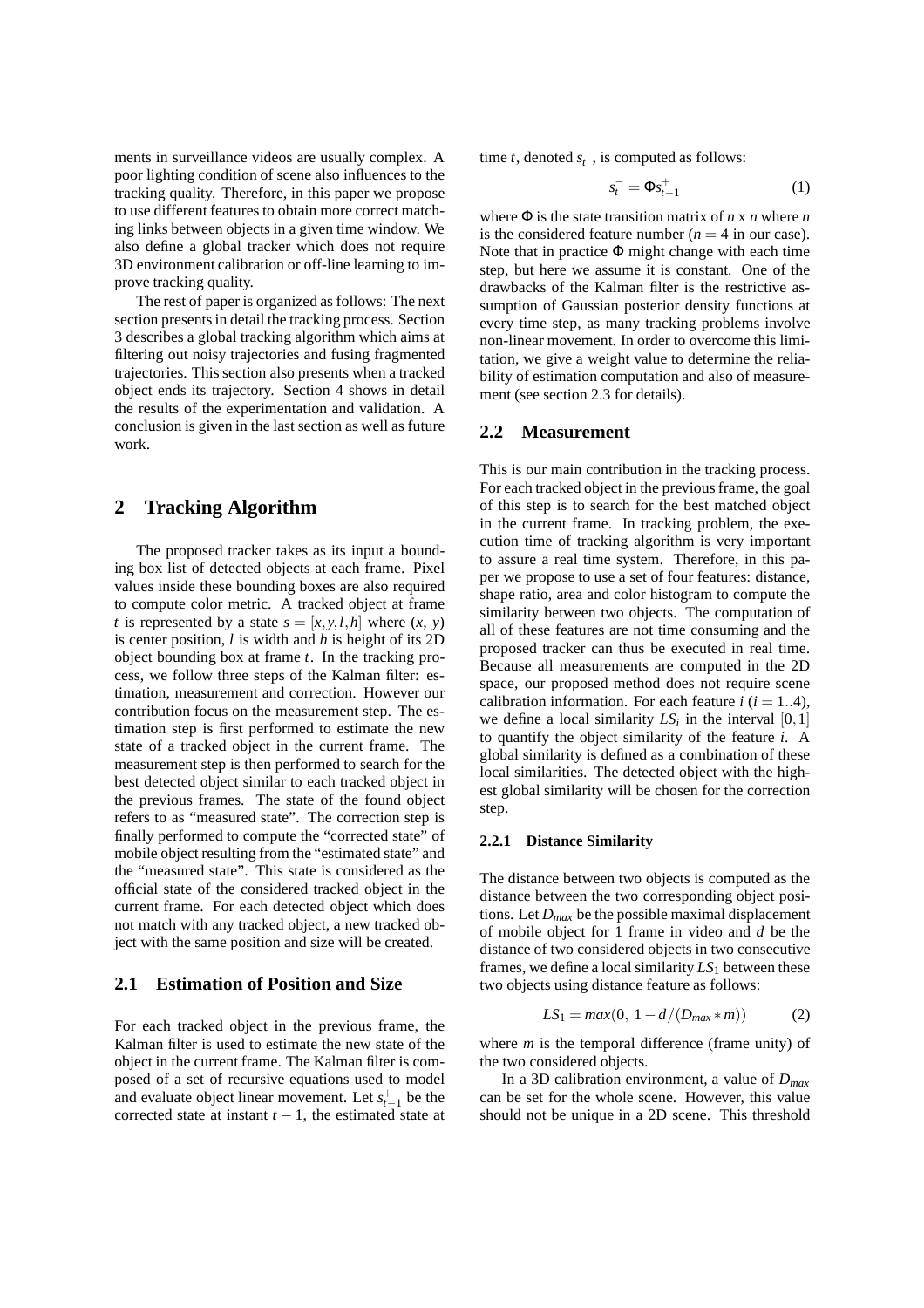ments in surveillance videos are usually complex. A poor lighting condition of scene also influences to the tracking quality. Therefore, in this paper we propose to use different features to obtain more correct matching links between objects in a given time window. We also define a global tracker which does not require 3D environment calibration or off-line learning to improve tracking quality.

The rest of paper is organized as follows: The next section presents in detail the tracking process. Section 3 describes a global tracking algorithm which aims at filtering out noisy trajectories and fusing fragmented trajectories. This section also presents when a tracked object ends its trajectory. Section 4 shows in detail the results of the experimentation and validation. A conclusion is given in the last section as well as future work.

## 2 Tracking Algorithm

The proposed tracker takes as its input a bounding box list of detected objects at each frame. Pixel values inside these bounding boxes are also required to compute color metric. A tracked object at frame $t$ is represented by a state $s = [x, y, l, h]$ where ($x$, $y$) is center position, $l$ is width and $h$ is height of its 2D object bounding box at frame $t$. In the tracking process, we follow three steps of the Kalman filter: estimation, measurement and correction. However our contribution focus on the measurement step. The estimation step is first performed to estimate the new state of a tracked object in the current frame. The measurement step is then performed to search for the best detected object similar to each tracked object in the previous frames. The state of the found object refers to as "measured state". The correction step is finally performed to compute the "corrected state" of mobile object resulting from the "estimated state" and the "measured state". This state is considered as the official state of the considered tracked object in the current frame. For each detected object which does not match with any tracked object, a new tracked object with the same position and size will be created.

### 2.1 Estimation of Position and Size

For each tracked object in the previous frame, the Kalman filter is used to estimate the new state of the object in the current frame. The Kalman filter is composed of a set of recursive equations used to model and evaluate object linear movement. Let $s^+_{t-1}$ be the corrected state at instant $t-1$, the estimated state at time $t$, denoted $s^-_t$, is computed as follows:

$$s^-_t = \Phi s^+_{t-1} \tag{1}$$

where $\Phi$ is the state transition matrix of $n$ x $n$ where $n$ is the considered feature number ($n = 4$ in our case). Note that in practice $\Phi$ might change with each time step, but here we assume it is constant. One of the drawbacks of the Kalman filter is the restrictive assumption of Gaussian posterior density functions at every time step, as many tracking problems involve non-linear movement. In order to overcome this limitation, we give a weight value to determine the reliability of estimation computation and also of measurement (see section 2.3 for details).

### 2.2 Measurement

This is our main contribution in the tracking process. For each tracked object in the previous frame, the goal of this step is to search for the best matched object in the current frame. In tracking problem, the execution time of tracking algorithm is very important to assure a real time system. Therefore, in this paper we propose to use a set of four features: distance, shape ratio, area and color histogram to compute the similarity between two objects. The computation of all of these features are not time consuming and the proposed tracker can thus be executed in real time. Because all measurements are computed in the 2D space, our proposed method does not require scene calibration information. For each feature $i$ ($i = 1..4$), we define a local similarity $LS_i$ in the interval $[0,1]$ to quantify the object similarity of the feature $i$. A global similarity is defined as a combination of these local similarities. The detected object with the highest global similarity will be chosen for the correction step.

#### 2.2.1 Distance Similarity

The distance between two objects is computed as the distance between the two corresponding object positions. Let $D_{max}$ be the possible maximal displacement of mobile object for 1 frame in video and $d$ be the distance of two considered objects in two consecutive frames, we define a local similarity $LS_1$ between these two objects using distance feature as follows:

$$LS_1 = max(0,\ 1 - d/(D_{max} * m)) \tag{2}$$

where $m$ is the temporal difference (frame unity) of the two considered objects.

In a 3D calibration environment, a value of $D_{max}$ can be set for the whole scene. However, this value should not be unique in a 2D scene. This threshold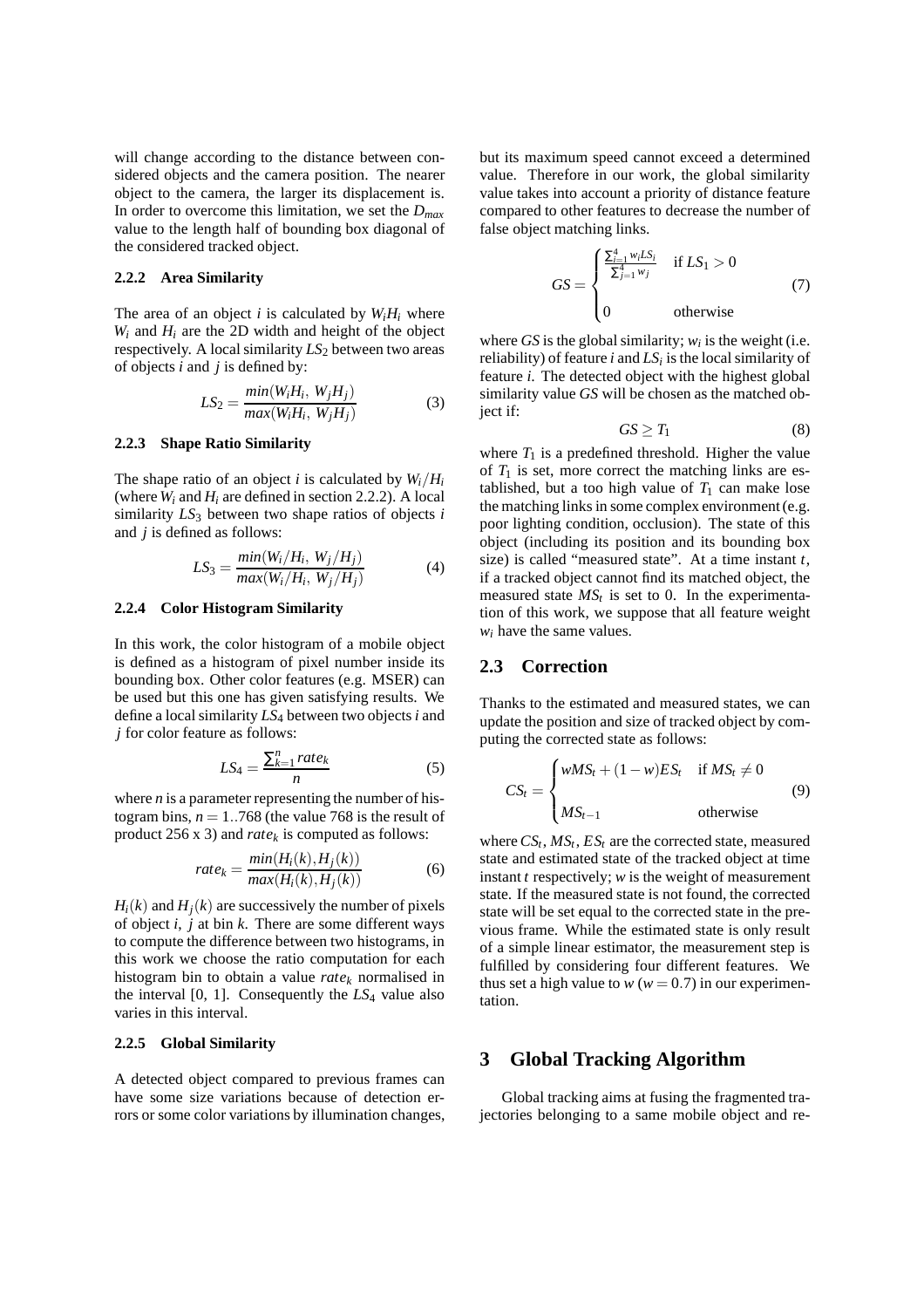will change according to the distance between considered objects and the camera position. The nearer object to the camera, the larger its displacement is. In order to overcome this limitation, we set the $D_{max}$ value to the length half of bounding box diagonal of the considered tracked object.

#### 2.2.2 Area Similarity

The area of an object $i$ is calculated by $W_i H_i$ where $W_i$ and $H_i$ are the 2D width and height of the object respectively. A local similarity $LS_2$ between two areas of objects $i$ and $j$ is defined by:

$$LS_2 = \frac{min(W_i H_i,\ W_j H_j)}{max(W_i H_i,\ W_j H_j)} \tag{3}$$

#### 2.2.3 Shape Ratio Similarity

The shape ratio of an object $i$ is calculated by $W_i/H_i$ (where $W_i$ and $H_i$ are defined in section 2.2.2). A local similarity $LS_3$ between two shape ratios of objects $i$ and $j$ is defined as follows:

$$LS_3 = \frac{min(W_i/H_i,\ W_j/H_j)}{max(W_i/H_i,\ W_j/H_j)} \tag{4}$$

#### 2.2.4 Color Histogram Similarity

In this work, the color histogram of a mobile object is defined as a histogram of pixel number inside its bounding box. Other color features (e.g. MSER) can be used but this one has given satisfying results. We define a local similarity $LS_4$ between two objects $i$ and $j$ for color feature as follows:

$$LS_4 = \frac{\sum_{k=1}^{n} rate_k}{n} \tag{5}$$

where $n$ is a parameter representing the number of histogram bins, $n = 1..768$ (the value 768 is the result of product 256 x 3) and $rate_k$ is computed as follows:

$$rate_k = \frac{min(H_i(k), H_j(k))}{max(H_i(k), H_j(k))} \tag{6}$$

$H_i(k)$ and $H_j(k)$ are successively the number of pixels of object $i$, $j$ at bin $k$. There are some different ways to compute the difference between two histograms, in this work we choose the ratio computation for each histogram bin to obtain a value $rate_k$ normalised in the interval [0, 1]. Consequently the $LS_4$ value also varies in this interval.

#### 2.2.5 Global Similarity

A detected object compared to previous frames can have some size variations because of detection errors or some color variations by illumination changes, but its maximum speed cannot exceed a determined value. Therefore in our work, the global similarity value takes into account a priority of distance feature compared to other features to decrease the number of false object matching links.

$$GS = \begin{cases} \frac{\sum_{i=1}^{4} w_i LS_i}{\sum_{j=1}^{4} w_j} & \text{if } LS_1 > 0 \\ 0 & \text{otherwise} \end{cases} \tag{7}$$

where $GS$ is the global similarity; $w_i$ is the weight (i.e. reliability) of feature $i$ and $LS_i$ is the local similarity of feature $i$. The detected object with the highest global similarity value $GS$ will be chosen as the matched object if:

$$GS \geq T_1 \tag{8}$$

where $T_1$ is a predefined threshold. Higher the value of $T_1$ is set, more correct the matching links are established, but a too high value of $T_1$ can make lose the matching links in some complex environment (e.g. poor lighting condition, occlusion). The state of this object (including its position and its bounding box size) is called "measured state". At a time instant $t$, if a tracked object cannot find its matched object, the measured state $MS_t$ is set to 0. In the experimentation of this work, we suppose that all feature weight $w_i$ have the same values.

### 2.3 Correction

Thanks to the estimated and measured states, we can update the position and size of tracked object by computing the corrected state as follows:

$$CS_t = \begin{cases} wMS_t + (1-w)ES_t & \text{if } MS_t \neq 0 \\ MS_{t-1} & \text{otherwise} \end{cases} \tag{9}$$

where $CS_t$, $MS_t$, $ES_t$ are the corrected state, measured state and estimated state of the tracked object at time instant $t$ respectively; $w$ is the weight of measurement state. If the measured state is not found, the corrected state will be set equal to the corrected state in the previous frame. While the estimated state is only result of a simple linear estimator, the measurement step is fulfilled by considering four different features. We thus set a high value to $w$ ($w = 0.7$) in our experimentation.

## 3 Global Tracking Algorithm

Global tracking aims at fusing the fragmented trajectories belonging to a same mobile object and re-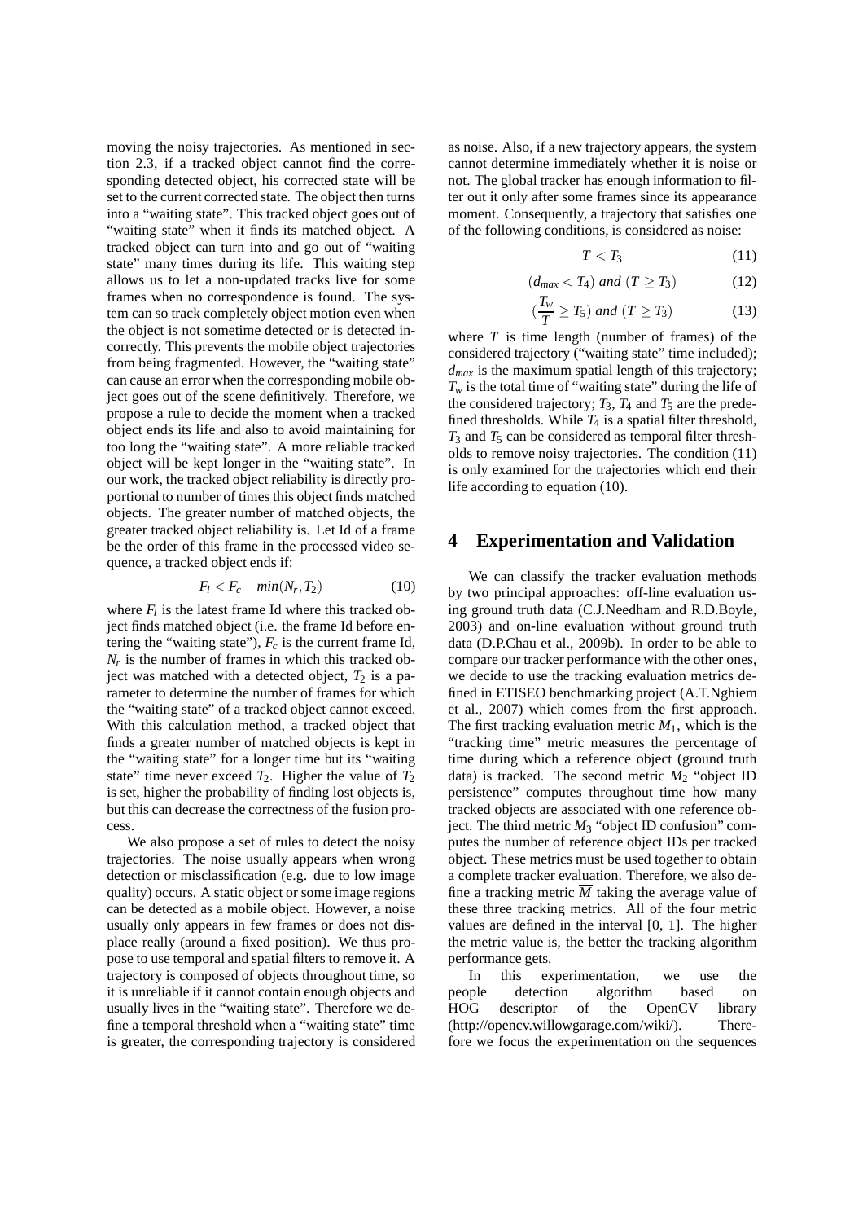moving the noisy trajectories. As mentioned in section 2.3, if a tracked object cannot find the corresponding detected object, his corrected state will be set to the current corrected state. The object then turns into a "waiting state". This tracked object goes out of "waiting state" when it finds its matched object. A tracked object can turn into and go out of "waiting state" many times during its life. This waiting step allows us to let a non-updated tracks live for some frames when no correspondence is found. The system can so track completely object motion even when the object is not sometime detected or is detected incorrectly. This prevents the mobile object trajectories from being fragmented. However, the "waiting state" can cause an error when the corresponding mobile object goes out of the scene definitively. Therefore, we propose a rule to decide the moment when a tracked object ends its life and also to avoid maintaining for too long the "waiting state". A more reliable tracked object will be kept longer in the "waiting state". In our work, the tracked object reliability is directly proportional to number of times this object finds matched objects. The greater number of matched objects, the greater tracked object reliability is. Let Id of a frame be the order of this frame in the processed video sequence, a tracked object ends if:

$$F_l < F_c - min(N_r, T_2) \tag{10}$$

where $F_l$ is the latest frame Id where this tracked object finds matched object (i.e. the frame Id before entering the "waiting state"), $F_c$ is the current frame Id, $N_r$ is the number of frames in which this tracked object was matched with a detected object, $T_2$ is a parameter to determine the number of frames for which the "waiting state" of a tracked object cannot exceed. With this calculation method, a tracked object that finds a greater number of matched objects is kept in the "waiting state" for a longer time but its "waiting state" time never exceed $T_2$. Higher the value of $T_2$ is set, higher the probability of finding lost objects is, but this can decrease the correctness of the fusion process.

We also propose a set of rules to detect the noisy trajectories. The noise usually appears when wrong detection or misclassification (e.g. due to low image quality) occurs. A static object or some image regions can be detected as a mobile object. However, a noise usually only appears in few frames or does not displace really (around a fixed position). We thus propose to use temporal and spatial filters to remove it. A trajectory is composed of objects throughout time, so it is unreliable if it cannot contain enough objects and usually lives in the "waiting state". Therefore we define a temporal threshold when a "waiting state" time is greater, the corresponding trajectory is considered as noise. Also, if a new trajectory appears, the system cannot determine immediately whether it is noise or not. The global tracker has enough information to filter out it only after some frames since its appearance moment. Consequently, a trajectory that satisfies one of the following conditions, is considered as noise:

$$T < T_3 \tag{11}$$

$$(d_{max} < T_4) \text{ and } (T \geq T_3) \tag{12}$$

$$(\frac{T_w}{T} \geq T_5) \text{ and } (T \geq T_3) \tag{13}$$

where $T$ is time length (number of frames) of the considered trajectory ("waiting state" time included); $d_{max}$ is the maximum spatial length of this trajectory; $T_w$ is the total time of "waiting state" during the life of the considered trajectory; $T_3$, $T_4$ and $T_5$ are the predefined thresholds. While $T_4$ is a spatial filter threshold, $T_3$ and $T_5$ can be considered as temporal filter thresholds to remove noisy trajectories. The condition (11) is only examined for the trajectories which end their life according to equation (10).

# 4 Experimentation and Validation

We can classify the tracker evaluation methods by two principal approaches: off-line evaluation using ground truth data (C.J.Needham and R.D.Boyle, 2003) and on-line evaluation without ground truth data (D.P.Chau et al., 2009b). In order to be able to compare our tracker performance with the other ones, we decide to use the tracking evaluation metrics defined in ETISEO benchmarking project (A.T.Nghiem et al., 2007) which comes from the first approach. The first tracking evaluation metric $M_1$, which is the "tracking time" metric measures the percentage of time during which a reference object (ground truth data) is tracked. The second metric $M_2$ "object ID persistence" computes throughout time how many tracked objects are associated with one reference object. The third metric $M_3$ "object ID confusion" computes the number of reference object IDs per tracked object. These metrics must be used together to obtain a complete tracker evaluation. Therefore, we also define a tracking metric $\overline{M}$ taking the average value of these three tracking metrics. All of the four metric values are defined in the interval [0, 1]. The higher the metric value is, the better the tracking algorithm performance gets.

In this experimentation, we use the people detection algorithm based on HOG descriptor of the OpenCV library (http://opencv.willowgarage.com/wiki/). Therefore we focus the experimentation on the sequences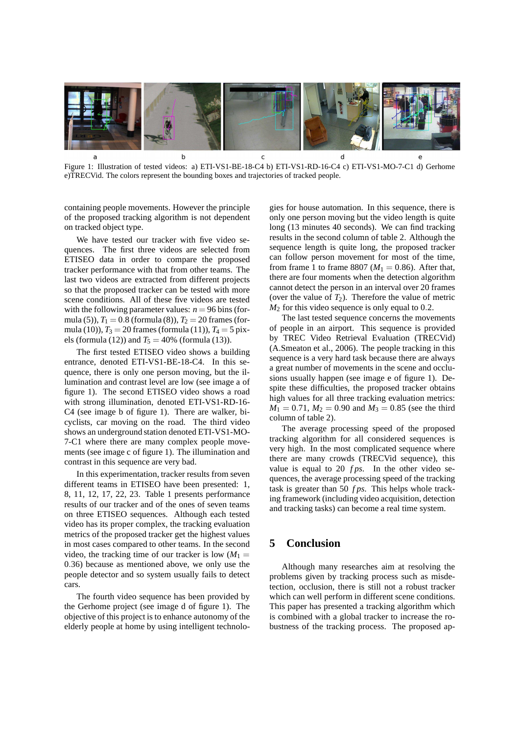a b c d e

Figure 1: Illustration of tested videos: a) ETI-VS1-BE-18-C4 b) ETI-VS1-RD-16-C4 c) ETI-VS1-MO-7-C1 d) Gerhome e)TRECVid. The colors represent the bounding boxes and trajectories of tracked people.

containing people movements. However the principle of the proposed tracking algorithm is not dependent on tracked object type.

We have tested our tracker with five video sequences. The first three videos are selected from ETISEO data in order to compare the proposed tracker performance with that from other teams. The last two videos are extracted from different projects so that the proposed tracker can be tested with more scene conditions. All of these five videos are tested with the following parameter values: $n = 96$ bins (formula (5)), $T_1 = 0.8$ (formula (8)), $T_2 = 20$ frames (formula (10)), $T_3 = 20$ frames (formula (11)), $T_4 = 5$ pixels (formula (12)) and $T_5 = 40\%$ (formula (13)).

The first tested ETISEO video shows a building entrance, denoted ETI-VS1-BE-18-C4. In this sequence, there is only one person moving, but the illumination and contrast level are low (see image a of figure 1). The second ETISEO video shows a road with strong illumination, denoted ETI-VS1-RD-16-C4 (see image b of figure 1). There are walker, bicyclists, car moving on the road. The third video shows an underground station denoted ETI-VS1-MO-7-C1 where there are many complex people movements (see image c of figure 1). The illumination and contrast in this sequence are very bad.

In this experimentation, tracker results from seven different teams in ETISEO have been presented: 1, 8, 11, 12, 17, 22, 23. Table 1 presents performance results of our tracker and of the ones of seven teams on three ETISEO sequences. Although each tested video has its proper complex, the tracking evaluation metrics of the proposed tracker get the highest values in most cases compared to other teams. In the second video, the tracking time of our tracker is low ($M_1 = 0.36$) because as mentioned above, we only use the people detector and so system usually fails to detect cars.

The fourth video sequence has been provided by the Gerhome project (see image d of figure 1). The objective of this project is to enhance autonomy of the elderly people at home by using intelligent technologies for house automation. In this sequence, there is only one person moving but the video length is quite long (13 minutes 40 seconds). We can find tracking results in the second column of table 2. Although the sequence length is quite long, the proposed tracker can follow person movement for most of the time, from frame 1 to frame 8807 ($M_1 = 0.86$). After that, there are four moments when the detection algorithm cannot detect the person in an interval over 20 frames (over the value of $T_2$). Therefore the value of metric $M_2$ for this video sequence is only equal to 0.2.

The last tested sequence concerns the movements of people in an airport. This sequence is provided by TREC Video Retrieval Evaluation (TRECVid) (A.Smeaton et al., 2006). The people tracking in this sequence is a very hard task because there are always a great number of movements in the scene and occlusions usually happen (see image e of figure 1). Despite these difficulties, the proposed tracker obtains high values for all three tracking evaluation metrics: $M_1 = 0.71$, $M_2 = 0.90$ and $M_3 = 0.85$ (see the third column of table 2).

The average processing speed of the proposed tracking algorithm for all considered sequences is very high. In the most complicated sequence where there are many crowds (TRECVid sequence), this value is equal to 20 $fps$. In the other video sequences, the average processing speed of the tracking task is greater than 50 $fps$. This helps whole tracking framework (including video acquisition, detection and tracking tasks) can become a real time system.

## 5 Conclusion

Although many researches aim at resolving the problems given by tracking process such as misdetection, occlusion, there is still not a robust tracker which can well perform in different scene conditions. This paper has presented a tracking algorithm which is combined with a global tracker to increase the robustness of the tracking process. The proposed ap-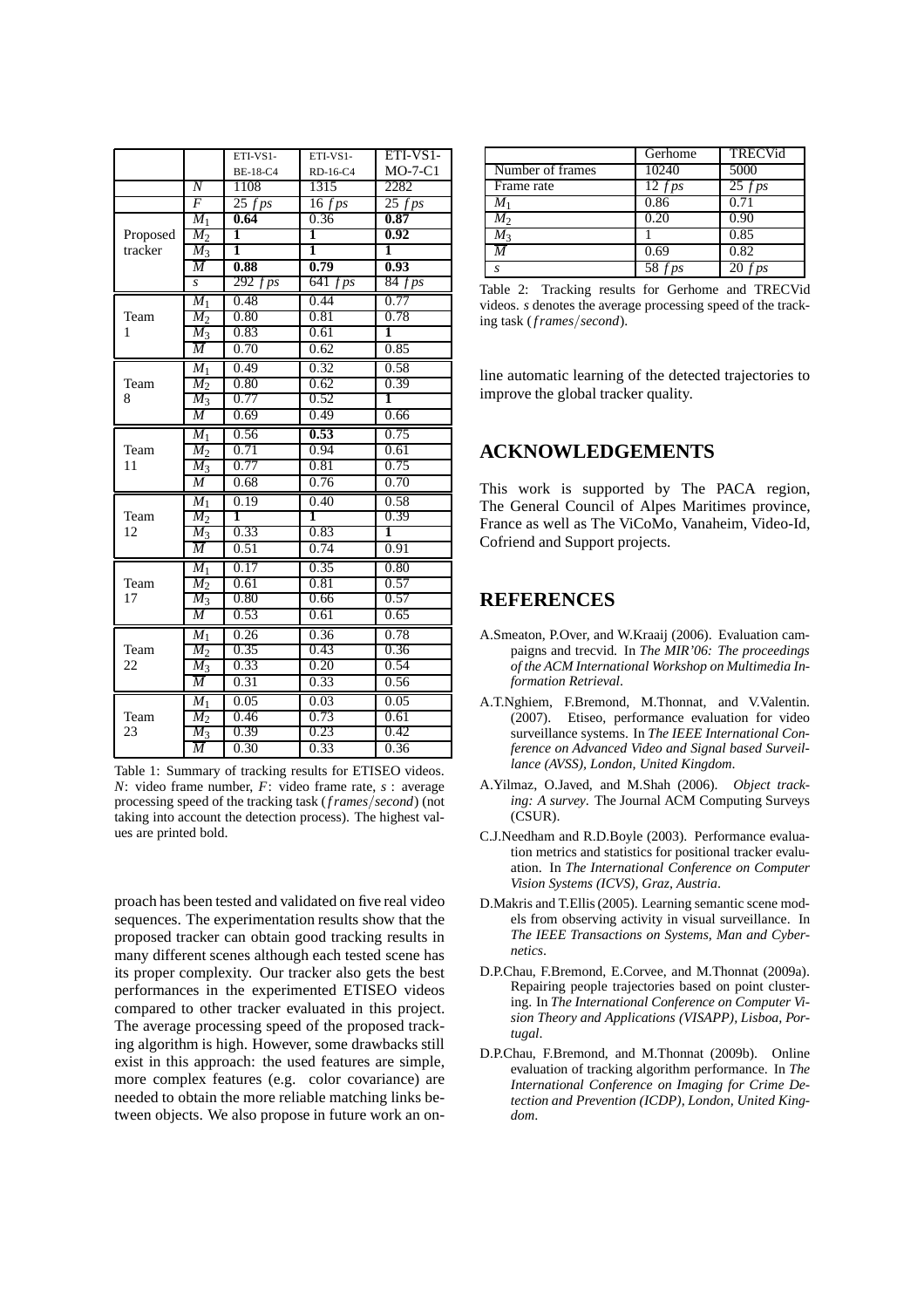| | | ETI-VS1-BE-18-C4 | ETI-VS1-RD-16-C4 | ETI-VS1-MO-7-C1 |
|---|---|---|---|---|
| | $N$ | 1108 | 1315 | 2282 |
| | $F$ | 25 $fps$ | 16 $fps$ | 25 $fps$ |
| Proposed tracker | $M_1$ | **0.64** | 0.36 | **0.87** |
| | $M_2$ | **1** | **1** | **0.92** |
| | $M_3$ | **1** | **1** | **1** |
| | $\overline{M}$ | **0.88** | **0.79** | **0.93** |
| | $s$ | 292 $fps$ | 641 $fps$ | 84 $fps$ |
| Team 1 | $M_1$ | 0.48 | 0.44 | 0.77 |
| | $M_2$ | 0.80 | 0.81 | 0.78 |
| | $M_3$ | 0.83 | 0.61 | **1** |
| | $\overline{M}$ | 0.70 | 0.62 | 0.85 |
| Team 8 | $M_1$ | 0.49 | 0.32 | 0.58 |
| | $M_2$ | 0.80 | 0.62 | 0.39 |
| | $M_3$ | 0.77 | 0.52 | **1** |
| | $\overline{M}$ | 0.69 | 0.49 | 0.66 |
| Team 11 | $M_1$ | 0.56 | **0.53** | 0.75 |
| | $M_2$ | 0.71 | 0.94 | 0.61 |
| | $M_3$ | 0.77 | 0.81 | 0.75 |
| | $\overline{M}$ | 0.68 | 0.76 | 0.70 |
| Team 12 | $M_1$ | 0.19 | 0.40 | 0.58 |
| | $M_2$ | **1** | **1** | 0.39 |
| | $M_3$ | 0.33 | 0.83 | **1** |
| | $\overline{M}$ | 0.51 | 0.74 | 0.91 |
| Team 17 | $M_1$ | 0.17 | 0.35 | 0.80 |
| | $M_2$ | 0.61 | 0.81 | 0.57 |
| | $M_3$ | 0.80 | 0.66 | 0.57 |
| | $\overline{M}$ | 0.53 | 0.61 | 0.65 |
| Team 22 | $M_1$ | 0.26 | 0.36 | 0.78 |
| | $M_2$ | 0.35 | 0.43 | 0.36 |
| | $M_3$ | 0.33 | 0.20 | 0.54 |
| | $\overline{M}$ | 0.31 | 0.33 | 0.56 |
| Team 23 | $M_1$ | 0.05 | 0.03 | 0.05 |
| | $M_2$ | 0.46 | 0.73 | 0.61 |
| | $M_3$ | 0.39 | 0.23 | 0.42 |
| | $\overline{M}$ | 0.30 | 0.33 | 0.36 |

Table 1: Summary of tracking results for ETISEO videos. $N$: video frame number, $F$: video frame rate, $s$ : average processing speed of the tracking task ($frames/second$) (not taking into account the detection process). The highest values are printed bold.

proach has been tested and validated on five real video sequences. The experimentation results show that the proposed tracker can obtain good tracking results in many different scenes although each tested scene has its proper complexity. Our tracker also gets the best performances in the experimented ETISEO videos compared to other tracker evaluated in this project. The average processing speed of the proposed tracking algorithm is high. However, some drawbacks still exist in this approach: the used features are simple, more complex features (e.g. color covariance) are needed to obtain the more reliable matching links between objects. We also propose in future work an online automatic learning of the detected trajectories to improve the global tracker quality.

| | Gerhome | TRECVid |
|---|---|---|
| Number of frames | 10240 | 5000 |
| Frame rate | 12 $fps$ | 25 $fps$ |
| $M_1$ | 0.86 | 0.71 |
| $M_2$ | 0.20 | 0.90 |
| $M_3$ | 1 | 0.85 |
| $\overline{M}$ | 0.69 | 0.82 |
| $s$ | 58 $fps$ | 20 $fps$ |

Table 2: Tracking results for Gerhome and TRECVid videos. $s$ denotes the average processing speed of the tracking task ($frames/second$).

## ACKNOWLEDGEMENTS

This work is supported by The PACA region, The General Council of Alpes Maritimes province, France as well as The ViCoMo, Vanaheim, Video-Id, Cofriend and Support projects.

## REFERENCES

A.Smeaton, P.Over, and W.Kraaij (2006). Evaluation campaigns and trecvid. In *The MIR'06: The proceedings of the ACM International Workshop on Multimedia Information Retrieval*.

A.T.Nghiem, F.Bremond, M.Thonnat, and V.Valentin. (2007). Etiseo, performance evaluation for video surveillance systems. In *The IEEE International Conference on Advanced Video and Signal based Surveillance (AVSS), London, United Kingdom*.

A.Yilmaz, O.Javed, and M.Shah (2006). *Object tracking: A survey*. The Journal ACM Computing Surveys (CSUR).

C.J.Needham and R.D.Boyle (2003). Performance evaluation metrics and statistics for positional tracker evaluation. In *The International Conference on Computer Vision Systems (ICVS), Graz, Austria*.

D.Makris and T.Ellis (2005). Learning semantic scene models from observing activity in visual surveillance. In *The IEEE Transactions on Systems, Man and Cybernetics*.

D.P.Chau, F.Bremond, E.Corvee, and M.Thonnat (2009a). Repairing people trajectories based on point clustering. In *The International Conference on Computer Vision Theory and Applications (VISAPP), Lisboa, Portugal*.

D.P.Chau, F.Bremond, and M.Thonnat (2009b). Online evaluation of tracking algorithm performance. In *The International Conference on Imaging for Crime Detection and Prevention (ICDP), London, United Kingdom*.